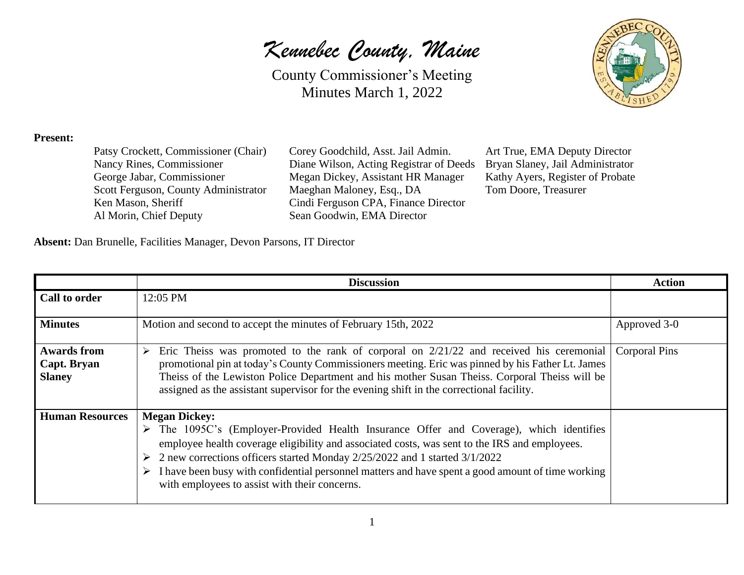# *Kennebec County, Maine*

County Commissioner's Meeting
Minutes March 1, 2022

**Present:**

Patsy Crockett, Commissioner (Chair)
Nancy Rines, Commissioner
George Jabar, Commissioner
Scott Ferguson, County Administrator
Ken Mason, Sheriff
Al Morin, Chief Deputy
Corey Goodchild, Asst. Jail Admin.
Diane Wilson, Acting Registrar of Deeds
Megan Dickey, Assistant HR Manager
Maeghan Maloney, Esq., DA
Cindi Ferguson CPA, Finance Director
Sean Goodwin, EMA Director
Art True, EMA Deputy Director
Bryan Slaney, Jail Administrator
Kathy Ayers, Register of Probate
Tom Doore, Treasurer

**Absent:** Dan Brunelle, Facilities Manager, Devon Parsons, IT Director

| | Discussion | Action |
|---|---|---|
| **Call to order** | 12:05 PM | |
| **Minutes** | Motion and second to accept the minutes of February 15th, 2022 | Approved 3-0 |
| **Awards from Capt. Bryan Slaney** | ➢ Eric Theiss was promoted to the rank of corporal on 2/21/22 and received his ceremonial promotional pin at today's County Commissioners meeting. Eric was pinned by his Father Lt. James Theiss of the Lewiston Police Department and his mother Susan Theiss. Corporal Theiss will be assigned as the assistant supervisor for the evening shift in the correctional facility. | Corporal Pins |
| **Human Resources** | **Megan Dickey:**<br>➢ The 1095C's (Employer-Provided Health Insurance Offer and Coverage), which identifies employee health coverage eligibility and associated costs, was sent to the IRS and employees.<br>➢ 2 new corrections officers started Monday 2/25/2022 and 1 started 3/1/2022<br>➢ I have been busy with confidential personnel matters and have spent a good amount of time working with employees to assist with their concerns. | |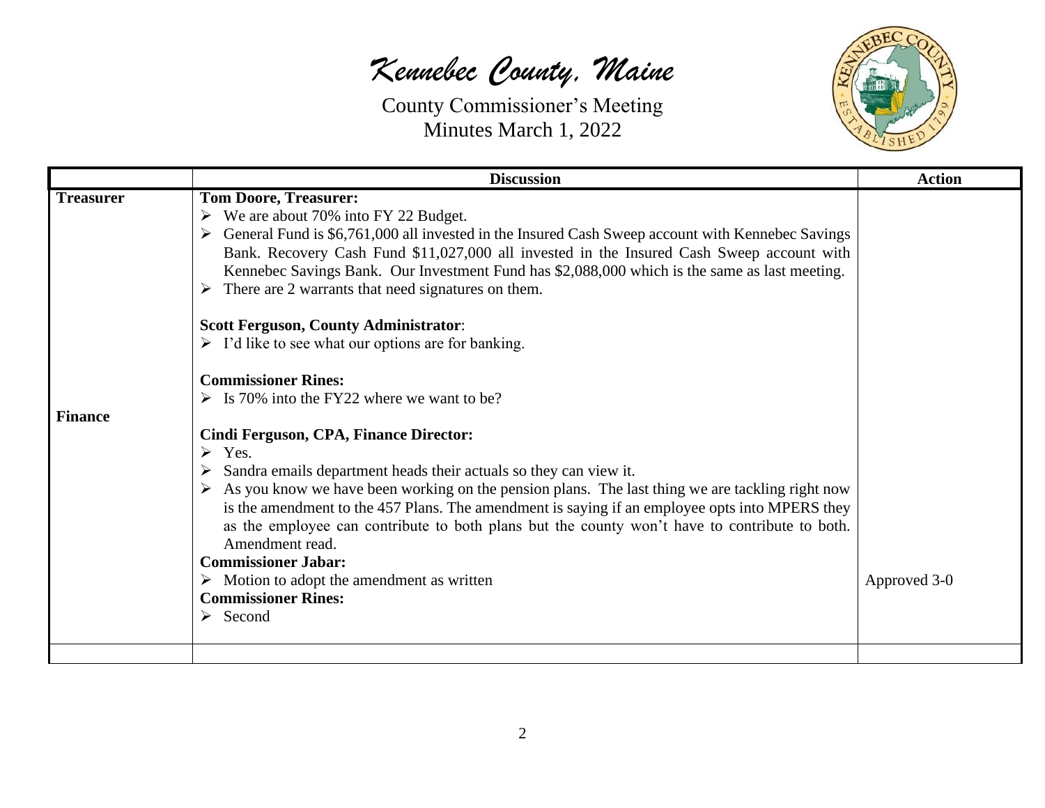# *Kennebec County, Maine*

County Commissioner's Meeting
Minutes March 1, 2022

| | Discussion | Action |
|---|---|---|
| **Treasurer** | **Tom Doore, Treasurer:**<br>➢ We are about 70% into FY 22 Budget.<br>➢ General Fund is $6,761,000 all invested in the Insured Cash Sweep account with Kennebec Savings Bank. Recovery Cash Fund $11,027,000 all invested in the Insured Cash Sweep account with Kennebec Savings Bank. Our Investment Fund has $2,088,000 which is the same as last meeting.<br>➢ There are 2 warrants that need signatures on them.<br><br>**Scott Ferguson, County Administrator**:<br>➢ I'd like to see what our options are for banking.<br><br>**Commissioner Rines:**<br>➢ Is 70% into the FY22 where we want to be? | |
| **Finance** | **Cindi Ferguson, CPA, Finance Director:**<br>➢ Yes.<br>➢ Sandra emails department heads their actuals so they can view it.<br>➢ As you know we have been working on the pension plans. The last thing we are tackling right now is the amendment to the 457 Plans. The amendment is saying if an employee opts into MPERS they as the employee can contribute to both plans but the county won't have to contribute to both. Amendment read.<br>**Commissioner Jabar:**<br>➢ Motion to adopt the amendment as written<br>**Commissioner Rines:**<br>➢ Second | Approved 3-0 |
| | | |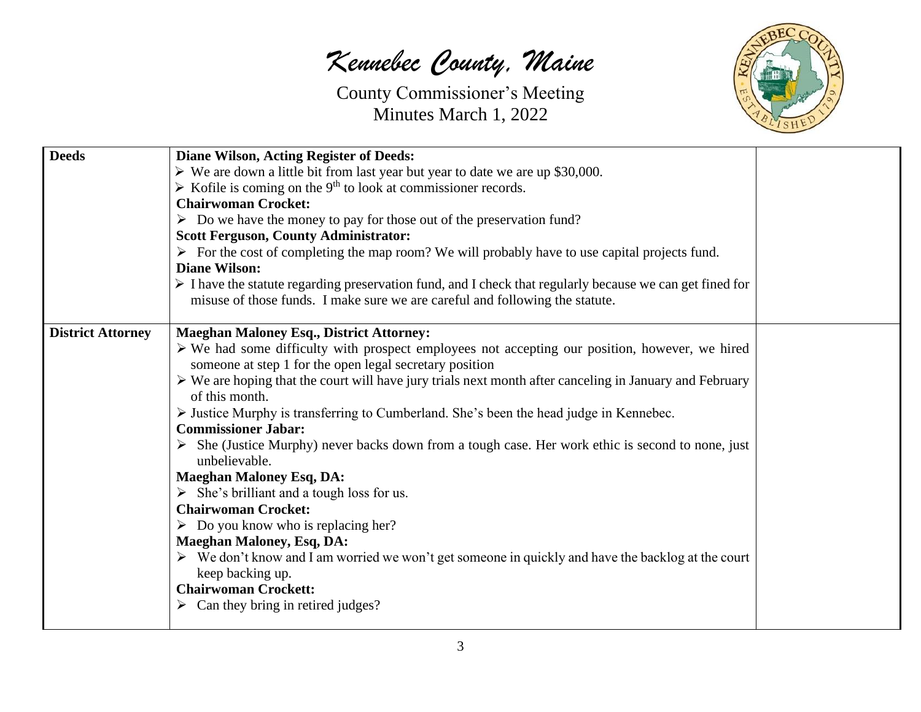| | | |
|---|---|---|
| **Deeds** | **Diane Wilson, Acting Register of Deeds:**<br>➢ We are down a little bit from last year but year to date we are up $30,000.<br>➢ Kofile is coming on the 9th to look at commissioner records.<br>**Chairwoman Crocket:**<br>➢ Do we have the money to pay for those out of the preservation fund?<br>**Scott Ferguson, County Administrator:**<br>➢ For the cost of completing the map room? We will probably have to use capital projects fund.<br>**Diane Wilson:**<br>➢ I have the statute regarding preservation fund, and I check that regularly because we can get fined for misuse of those funds. I make sure we are careful and following the statute. | |
| **District Attorney** | **Maeghan Maloney Esq., District Attorney:**<br>➢ We had some difficulty with prospect employees not accepting our position, however, we hired someone at step 1 for the open legal secretary position<br>➢ We are hoping that the court will have jury trials next month after canceling in January and February of this month.<br>➢ Justice Murphy is transferring to Cumberland. She's been the head judge in Kennebec.<br>**Commissioner Jabar:**<br>➢ She (Justice Murphy) never backs down from a tough case. Her work ethic is second to none, just unbelievable.<br>**Maeghan Maloney Esq, DA:**<br>➢ She's brilliant and a tough loss for us.<br>**Chairwoman Crocket:**<br>➢ Do you know who is replacing her?<br>**Maeghan Maloney, Esq, DA:**<br>➢ We don't know and I am worried we won't get someone in quickly and have the backlog at the court keep backing up.<br>**Chairwoman Crockett:**<br>➢ Can they bring in retired judges? | |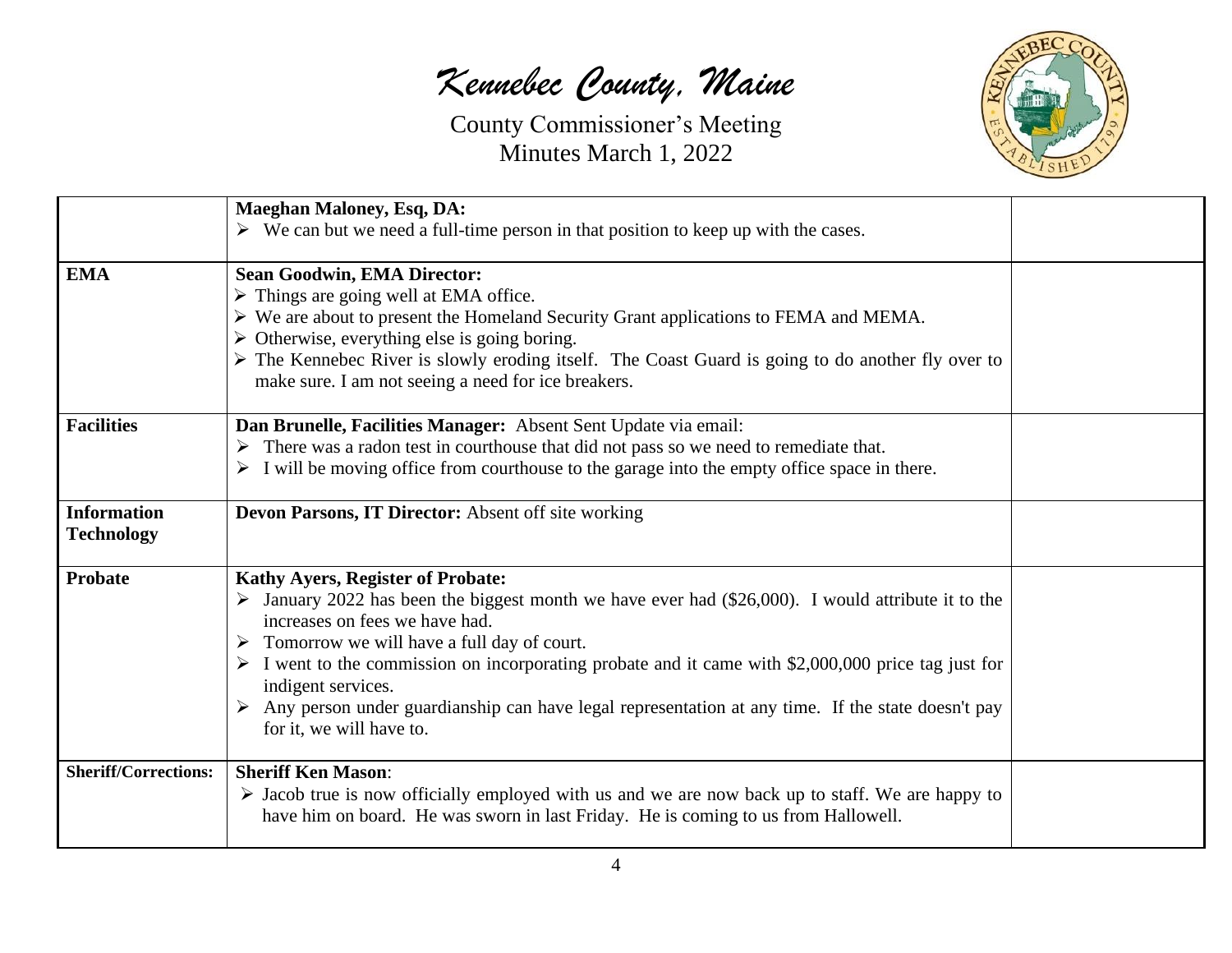# *Kennebec County, Maine*

County Commissioner's Meeting
Minutes March 1, 2022

| | | |
|---|---|---|
| | **Maeghan Maloney, Esq, DA:**<br>➢ We can but we need a full-time person in that position to keep up with the cases. | |
| **EMA** | **Sean Goodwin, EMA Director:**<br>➢ Things are going well at EMA office.<br>➢ We are about to present the Homeland Security Grant applications to FEMA and MEMA.<br>➢ Otherwise, everything else is going boring.<br>➢ The Kennebec River is slowly eroding itself. The Coast Guard is going to do another fly over to make sure. I am not seeing a need for ice breakers. | |
| **Facilities** | **Dan Brunelle, Facilities Manager:** Absent Sent Update via email:<br>➢ There was a radon test in courthouse that did not pass so we need to remediate that.<br>➢ I will be moving office from courthouse to the garage into the empty office space in there. | |
| **Information Technology** | **Devon Parsons, IT Director:** Absent off site working | |
| **Probate** | **Kathy Ayers, Register of Probate:**<br>➢ January 2022 has been the biggest month we have ever had ($26,000). I would attribute it to the increases on fees we have had.<br>➢ Tomorrow we will have a full day of court.<br>➢ I went to the commission on incorporating probate and it came with $2,000,000 price tag just for indigent services.<br>➢ Any person under guardianship can have legal representation at any time. If the state doesn't pay for it, we will have to. | |
| **Sheriff/Corrections:** | **Sheriff Ken Mason**:<br>➢ Jacob true is now officially employed with us and we are now back up to staff. We are happy to have him on board. He was sworn in last Friday. He is coming to us from Hallowell. | |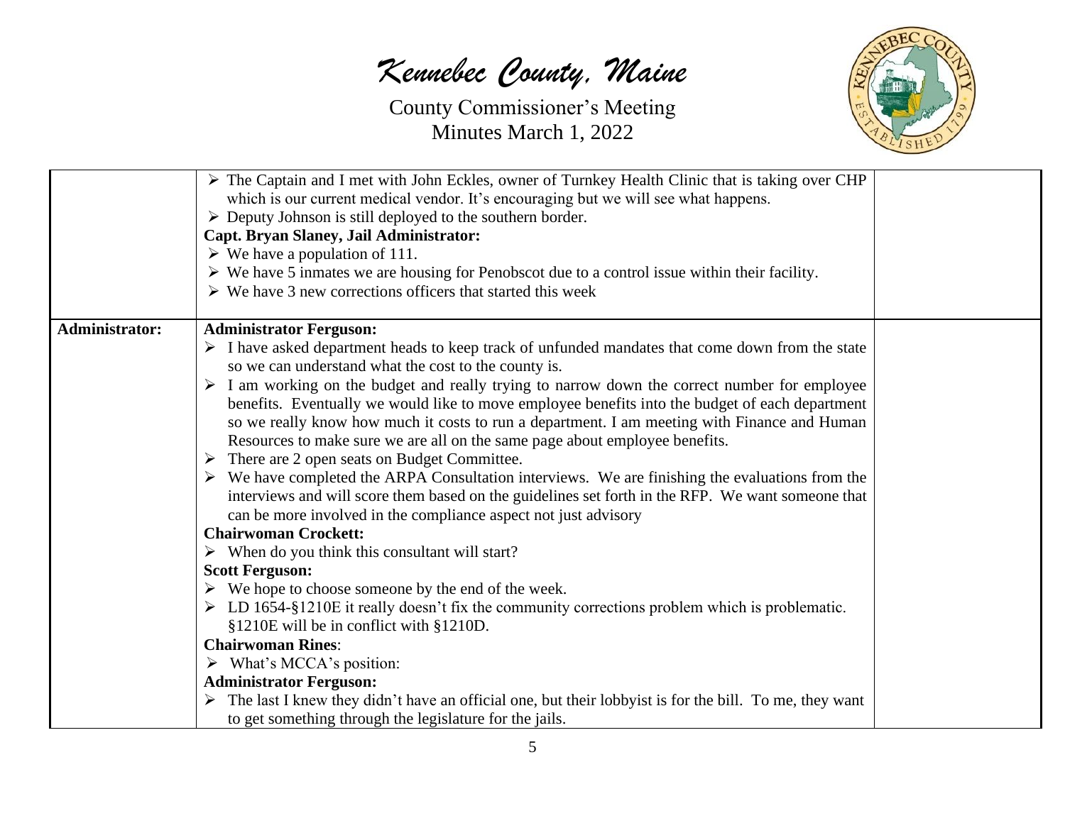| | | |
|---|---|---|
| | ➢ The Captain and I met with John Eckles, owner of Turnkey Health Clinic that is taking over CHP which is our current medical vendor. It's encouraging but we will see what happens.<br>➢ Deputy Johnson is still deployed to the southern border.<br>**Capt. Bryan Slaney, Jail Administrator:**<br>➢ We have a population of 111.<br>➢ We have 5 inmates we are housing for Penobscot due to a control issue within their facility.<br>➢ We have 3 new corrections officers that started this week | |
| **Administrator:** | **Administrator Ferguson:**<br>➢ I have asked department heads to keep track of unfunded mandates that come down from the state so we can understand what the cost to the county is.<br>➢ I am working on the budget and really trying to narrow down the correct number for employee benefits. Eventually we would like to move employee benefits into the budget of each department so we really know how much it costs to run a department. I am meeting with Finance and Human Resources to make sure we are all on the same page about employee benefits.<br>➢ There are 2 open seats on Budget Committee.<br>➢ We have completed the ARPA Consultation interviews. We are finishing the evaluations from the interviews and will score them based on the guidelines set forth in the RFP. We want someone that can be more involved in the compliance aspect not just advisory<br>**Chairwoman Crockett:**<br>➢ When do you think this consultant will start?<br>**Scott Ferguson:**<br>➢ We hope to choose someone by the end of the week.<br>➢ LD 1654-§1210E it really doesn't fix the community corrections problem which is problematic. §1210E will be in conflict with §1210D.<br>**Chairwoman Rines**:<br>➢ What's MCCA's position:<br>**Administrator Ferguson:**<br>➢ The last I knew they didn't have an official one, but their lobbyist is for the bill. To me, they want to get something through the legislature for the jails. | |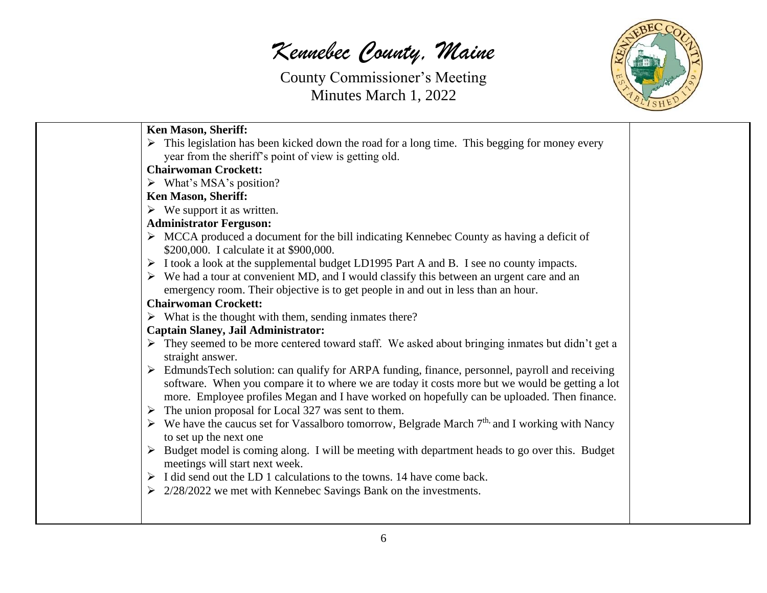**Ken Mason, Sheriff:**

- This legislation has been kicked down the road for a long time. This begging for money every year from the sheriff's point of view is getting old.

**Chairwoman Crockett:**

- What's MSA's position?

**Ken Mason, Sheriff:**

- We support it as written.

**Administrator Ferguson:**

- MCCA produced a document for the bill indicating Kennebec County as having a deficit of $200,000. I calculate it at $900,000.
- I took a look at the supplemental budget LD1995 Part A and B. I see no county impacts.
- We had a tour at convenient MD, and I would classify this between an urgent care and an emergency room. Their objective is to get people in and out in less than an hour.

**Chairwoman Crockett:**

- What is the thought with them, sending inmates there?

**Captain Slaney, Jail Administrator:**

- They seemed to be more centered toward staff. We asked about bringing inmates but didn't get a straight answer.
- EdmundsTech solution: can qualify for ARPA funding, finance, personnel, payroll and receiving software. When you compare it to where we are today it costs more but we would be getting a lot more. Employee profiles Megan and I have worked on hopefully can be uploaded. Then finance.
- The union proposal for Local 327 was sent to them.
- We have the caucus set for Vassalboro tomorrow, Belgrade March 7th, and I working with Nancy to set up the next one
- Budget model is coming along. I will be meeting with department heads to go over this. Budget meetings will start next week.
- I did send out the LD 1 calculations to the towns. 14 have come back.
- 2/28/2022 we met with Kennebec Savings Bank on the investments.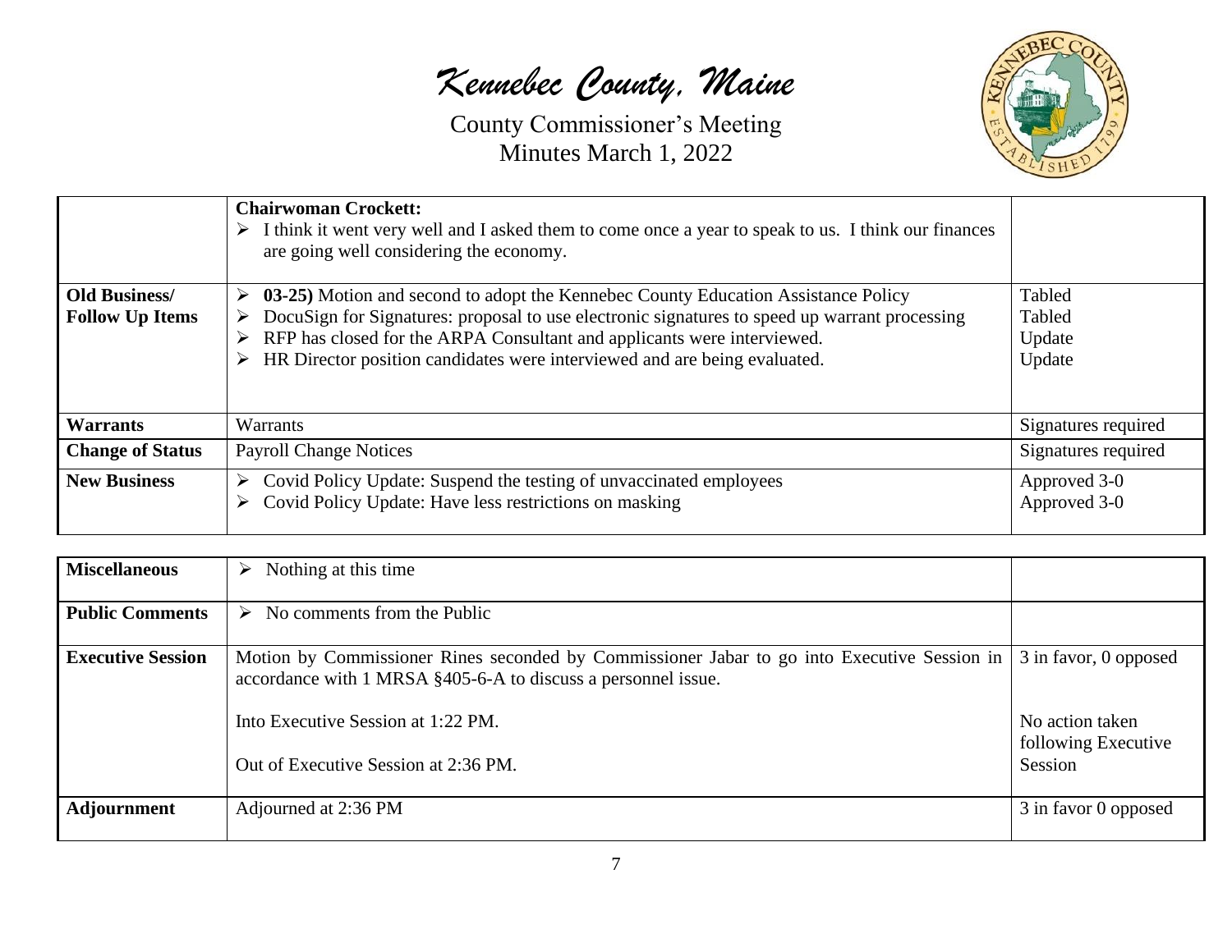| | | |
|---|---|---|
| | **Chairwoman Crockett:**<br>➢ I think it went very well and I asked them to come once a year to speak to us. I think our finances are going well considering the economy. | |
| **Old Business/ Follow Up Items** | ➢ **03-25)** Motion and second to adopt the Kennebec County Education Assistance Policy<br>➢ DocuSign for Signatures: proposal to use electronic signatures to speed up warrant processing<br>➢ RFP has closed for the ARPA Consultant and applicants were interviewed.<br>➢ HR Director position candidates were interviewed and are being evaluated. | Tabled<br>Tabled<br>Update<br>Update |
| **Warrants** | Warrants | Signatures required |
| **Change of Status** | Payroll Change Notices | Signatures required |
| **New Business** | ➢ Covid Policy Update: Suspend the testing of unvaccinated employees<br>➢ Covid Policy Update: Have less restrictions on masking | Approved 3-0<br>Approved 3-0 |

| | | |
|---|---|---|
| **Miscellaneous** | ➢ Nothing at this time | |
| **Public Comments** | ➢ No comments from the Public | |
| **Executive Session** | Motion by Commissioner Rines seconded by Commissioner Jabar to go into Executive Session in accordance with 1 MRSA §405-6-A to discuss a personnel issue.<br><br>Into Executive Session at 1:22 PM.<br><br>Out of Executive Session at 2:36 PM. | 3 in favor, 0 opposed<br><br>No action taken following Executive Session |
| **Adjournment** | Adjourned at 2:36 PM | 3 in favor 0 opposed |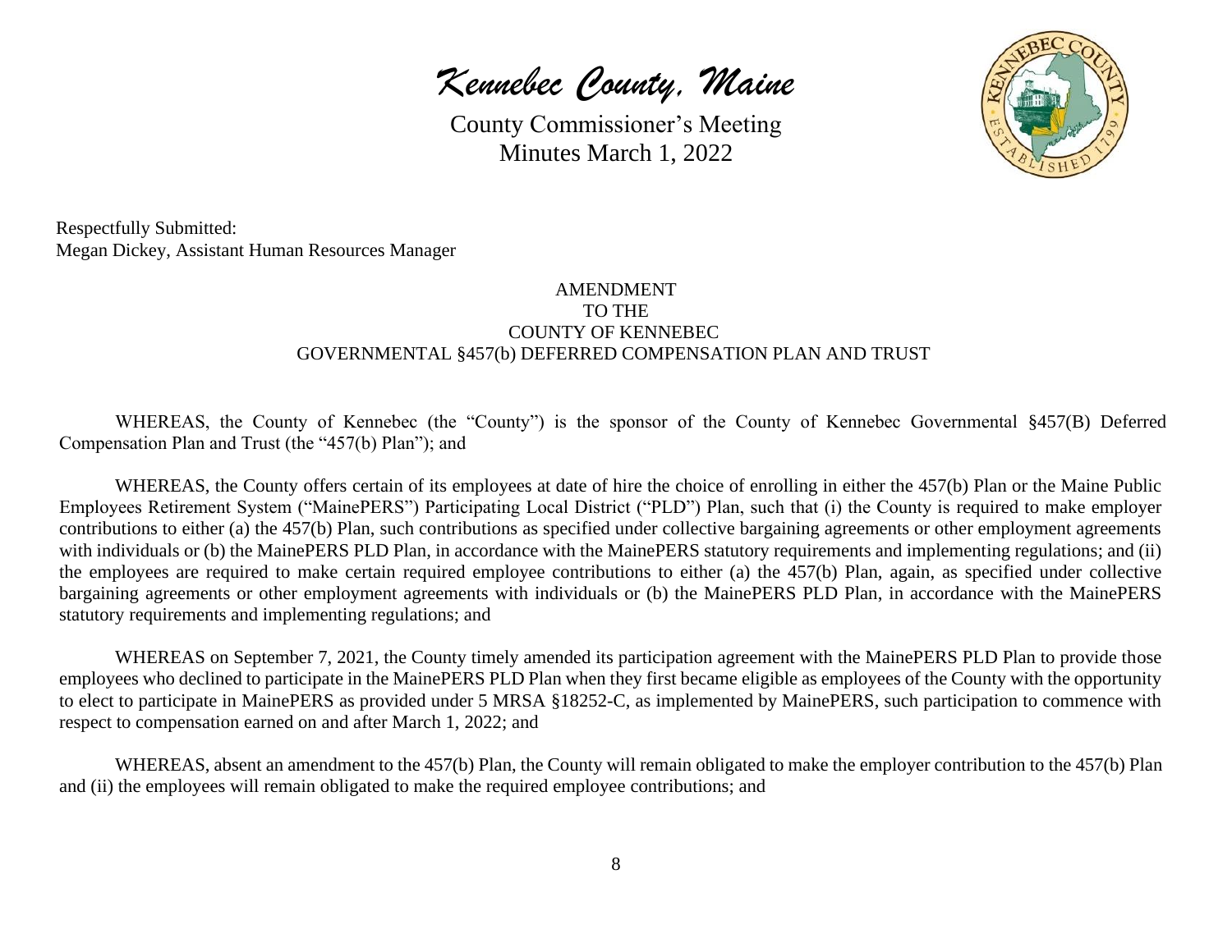Respectfully Submitted:
Megan Dickey, Assistant Human Resources Manager

AMENDMENT
TO THE
COUNTY OF KENNEBEC
GOVERNMENTAL §457(b) DEFERRED COMPENSATION PLAN AND TRUST

WHEREAS, the County of Kennebec (the "County") is the sponsor of the County of Kennebec Governmental §457(B) Deferred Compensation Plan and Trust (the "457(b) Plan"); and

WHEREAS, the County offers certain of its employees at date of hire the choice of enrolling in either the 457(b) Plan or the Maine Public Employees Retirement System ("MainePERS") Participating Local District ("PLD") Plan, such that (i) the County is required to make employer contributions to either (a) the 457(b) Plan, such contributions as specified under collective bargaining agreements or other employment agreements with individuals or (b) the MainePERS PLD Plan, in accordance with the MainePERS statutory requirements and implementing regulations; and (ii) the employees are required to make certain required employee contributions to either (a) the 457(b) Plan, again, as specified under collective bargaining agreements or other employment agreements with individuals or (b) the MainePERS PLD Plan, in accordance with the MainePERS statutory requirements and implementing regulations; and

WHEREAS on September 7, 2021, the County timely amended its participation agreement with the MainePERS PLD Plan to provide those employees who declined to participate in the MainePERS PLD Plan when they first became eligible as employees of the County with the opportunity to elect to participate in MainePERS as provided under 5 MRSA §18252-C, as implemented by MainePERS, such participation to commence with respect to compensation earned on and after March 1, 2022; and

WHEREAS, absent an amendment to the 457(b) Plan, the County will remain obligated to make the employer contribution to the 457(b) Plan and (ii) the employees will remain obligated to make the required employee contributions; and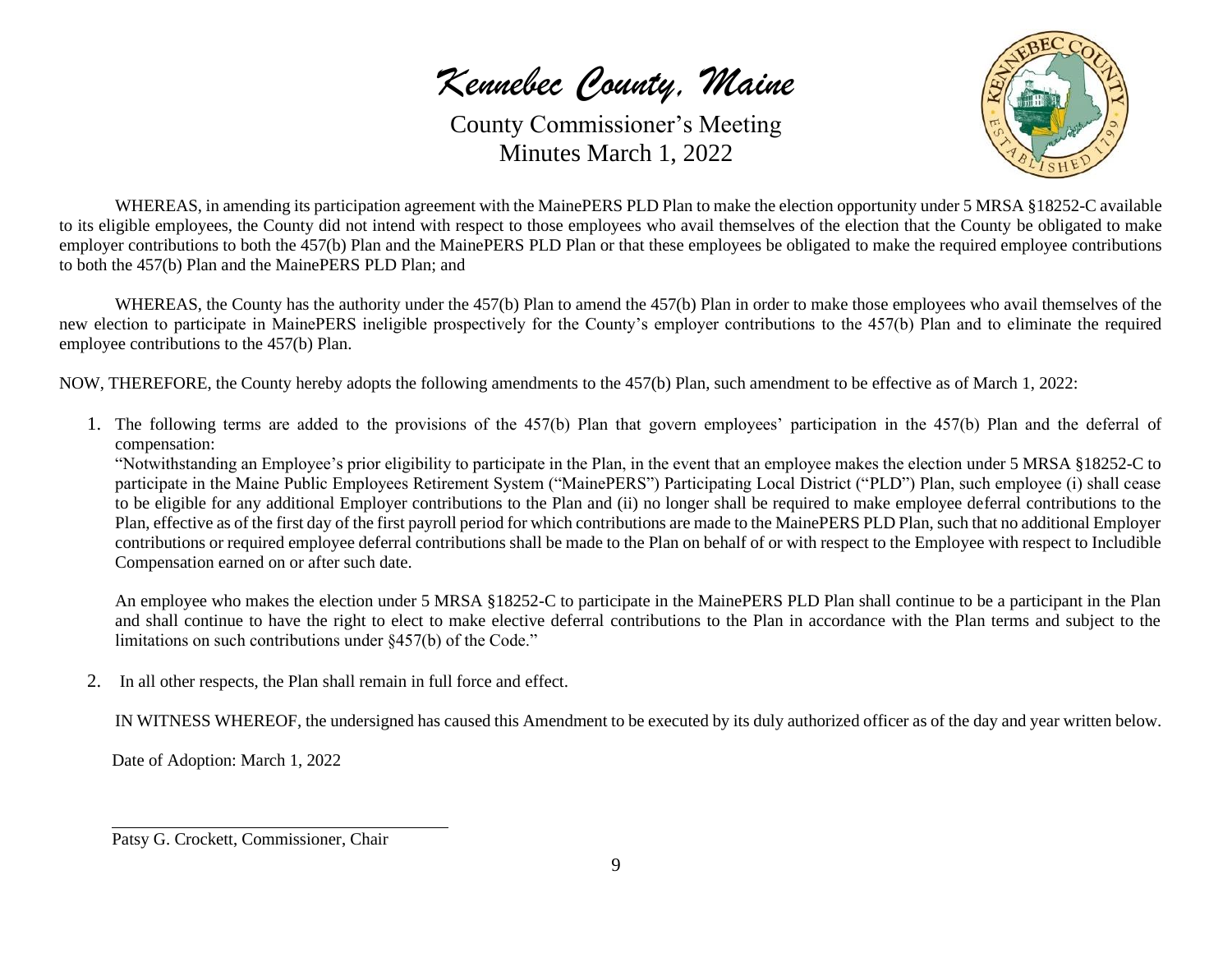WHEREAS, in amending its participation agreement with the MainePERS PLD Plan to make the election opportunity under 5 MRSA §18252-C available to its eligible employees, the County did not intend with respect to those employees who avail themselves of the election that the County be obligated to make employer contributions to both the 457(b) Plan and the MainePERS PLD Plan or that these employees be obligated to make the required employee contributions to both the 457(b) Plan and the MainePERS PLD Plan; and

WHEREAS, the County has the authority under the 457(b) Plan to amend the 457(b) Plan in order to make those employees who avail themselves of the new election to participate in MainePERS ineligible prospectively for the County's employer contributions to the 457(b) Plan and to eliminate the required employee contributions to the 457(b) Plan.

NOW, THEREFORE, the County hereby adopts the following amendments to the 457(b) Plan, such amendment to be effective as of March 1, 2022:

1. The following terms are added to the provisions of the 457(b) Plan that govern employees' participation in the 457(b) Plan and the deferral of compensation:
   "Notwithstanding an Employee's prior eligibility to participate in the Plan, in the event that an employee makes the election under 5 MRSA §18252-C to participate in the Maine Public Employees Retirement System ("MainePERS") Participating Local District ("PLD") Plan, such employee (i) shall cease to be eligible for any additional Employer contributions to the Plan and (ii) no longer shall be required to make employee deferral contributions to the Plan, effective as of the first day of the first payroll period for which contributions are made to the MainePERS PLD Plan, such that no additional Employer contributions or required employee deferral contributions shall be made to the Plan on behalf of or with respect to the Employee with respect to Includible Compensation earned on or after such date.

   An employee who makes the election under 5 MRSA §18252-C to participate in the MainePERS PLD Plan shall continue to be a participant in the Plan and shall continue to have the right to elect to make elective deferral contributions to the Plan in accordance with the Plan terms and subject to the limitations on such contributions under §457(b) of the Code."

2. In all other respects, the Plan shall remain in full force and effect.

IN WITNESS WHEREOF, the undersigned has caused this Amendment to be executed by its duly authorized officer as of the day and year written below.

Date of Adoption: March 1, 2022

\_\_\_\_\_\_\_\_\_\_\_\_\_\_\_\_\_\_\_\_\_\_\_\_\_\_\_\_\_\_\_\_\_\_\_\_\_\_\_\_

Patsy G. Crockett, Commissioner, Chair